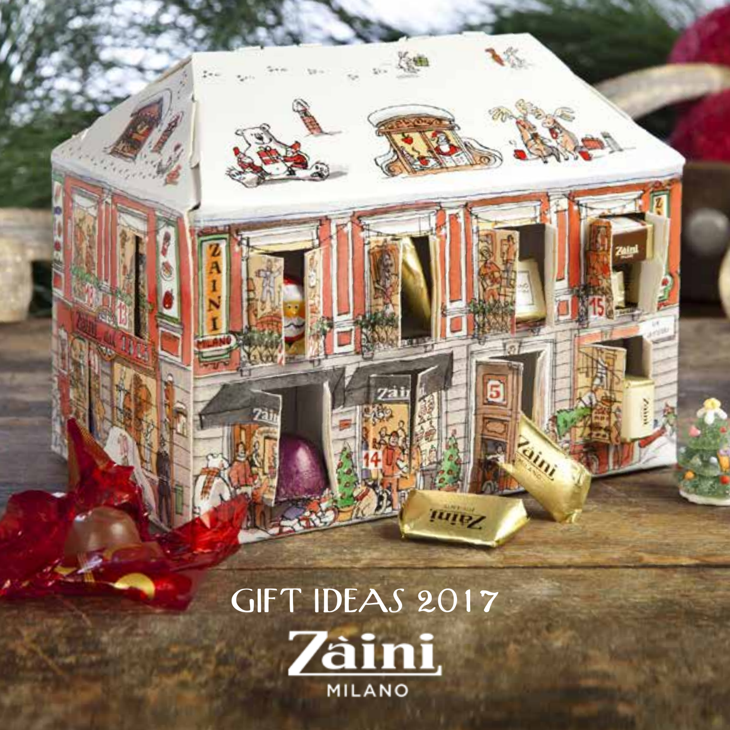# GIFT IDEAS 2017

# Zàini

MILANO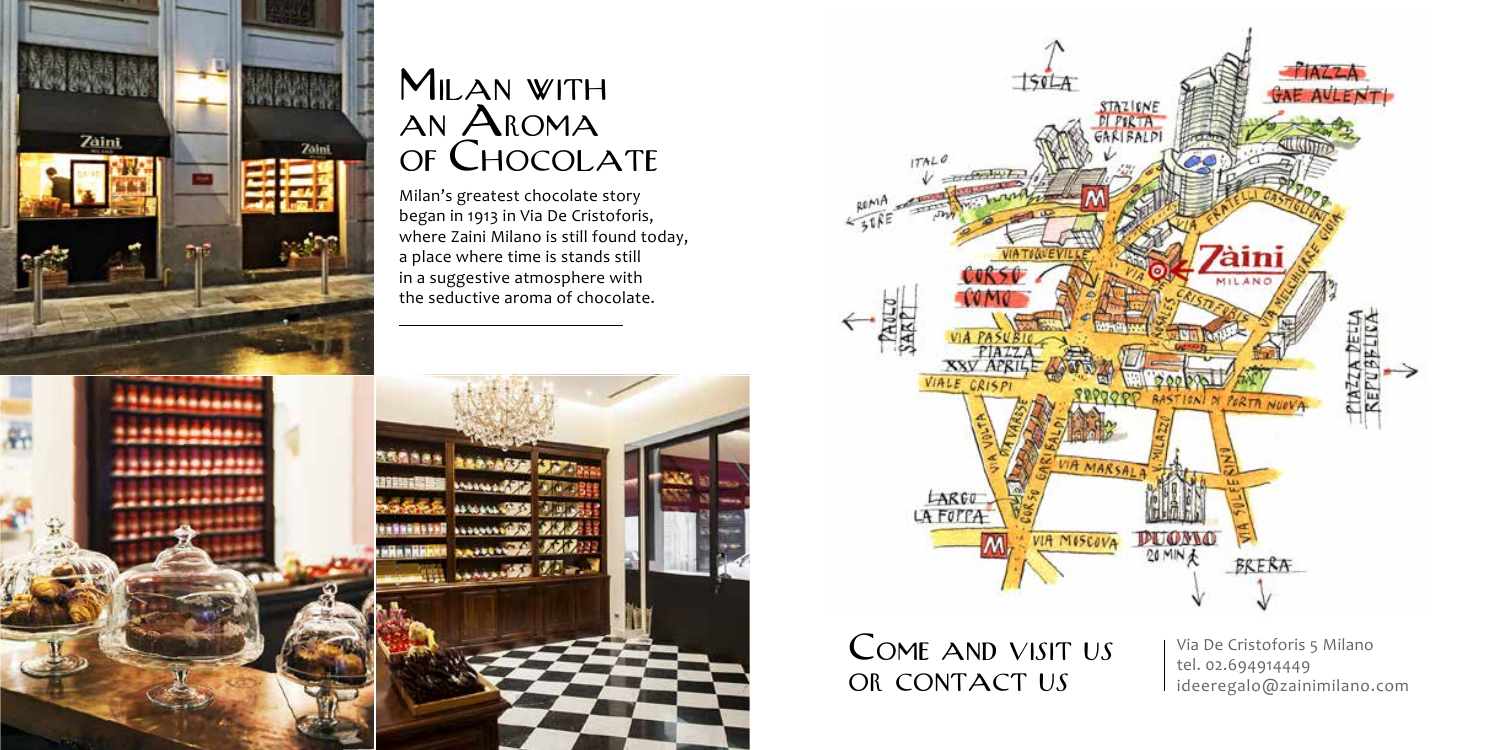# Milan with an Aroma of Chocolate

Milan's greatest chocolate story began in 1913 in Via De Cristoforis, where Zaini Milano is still found today, a place where time is stands still in a suggestive atmosphere with the seductive aroma of chocolate.

## Come and visit us or contact us

Via De Cristoforis 5 Milano
tel. 02.694914449
ideeregalo@zainimilano.com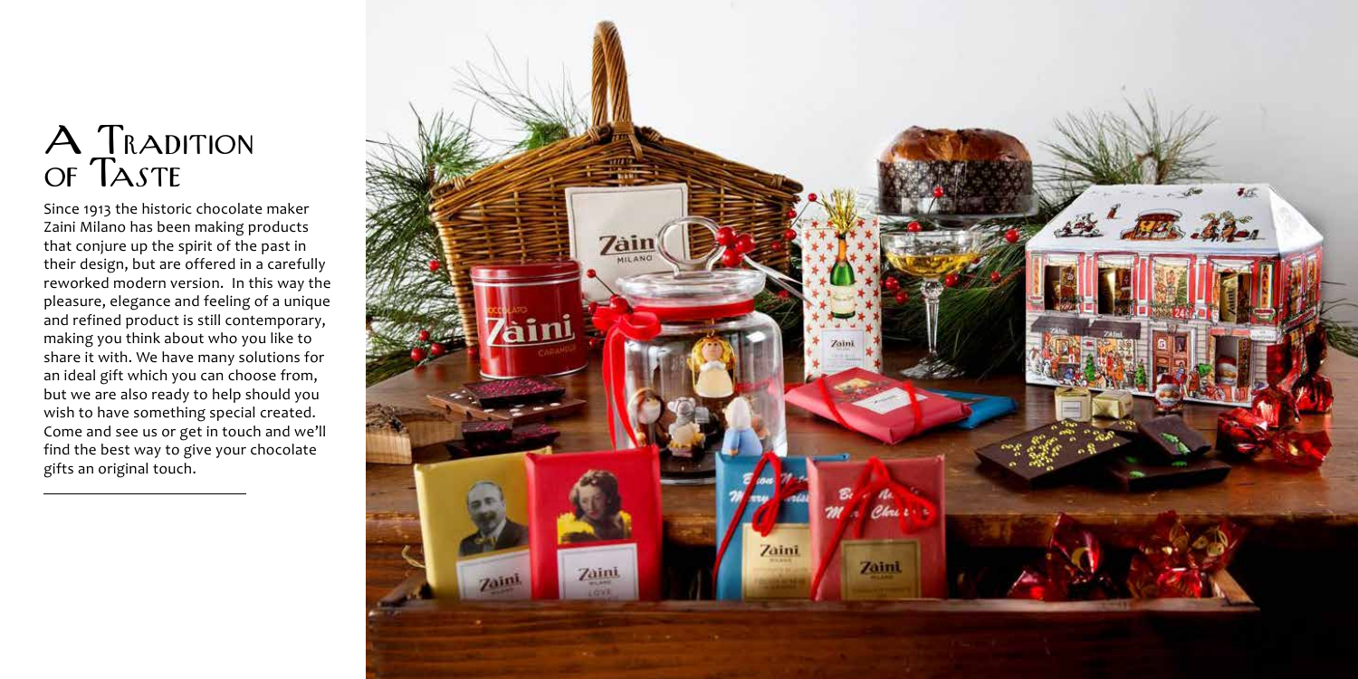# A Tradition of Taste

Since 1913 the historic chocolate maker Zaini Milano has been making products that conjure up the spirit of the past in their design, but are offered in a carefully reworked modern version. In this way the pleasure, elegance and feeling of a unique and refined product is still contemporary, making you think about who you like to share it with. We have many solutions for an ideal gift which you can choose from, but we are also ready to help should you wish to have something special created. Come and see us or get in touch and we'll find the best way to give your chocolate gifts an original touch.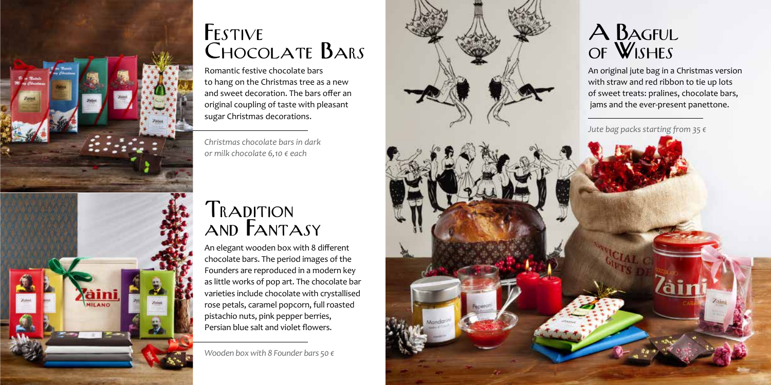## Festive Chocolate Bars

Romantic festive chocolate bars to hang on the Christmas tree as a new and sweet decoration. The bars offer an original coupling of taste with pleasant sugar Christmas decorations.

*Christmas chocolate bars in dark or milk chocolate 6,10 € each*

## Tradition and Fantasy

An elegant wooden box with 8 different chocolate bars. The period images of the Founders are reproduced in a modern key as little works of pop art. The chocolate bar varieties include chocolate with crystallised rose petals, caramel popcorn, full roasted pistachio nuts, pink pepper berries, Persian blue salt and violet flowers.

*Wooden box with 8 Founder bars 50 €*

## A Bagful of Wishes

An original jute bag in a Christmas version with straw and red ribbon to tie up lots of sweet treats: pralines, chocolate bars, jams and the ever-present panettone.

*Jute bag packs starting from 35 €*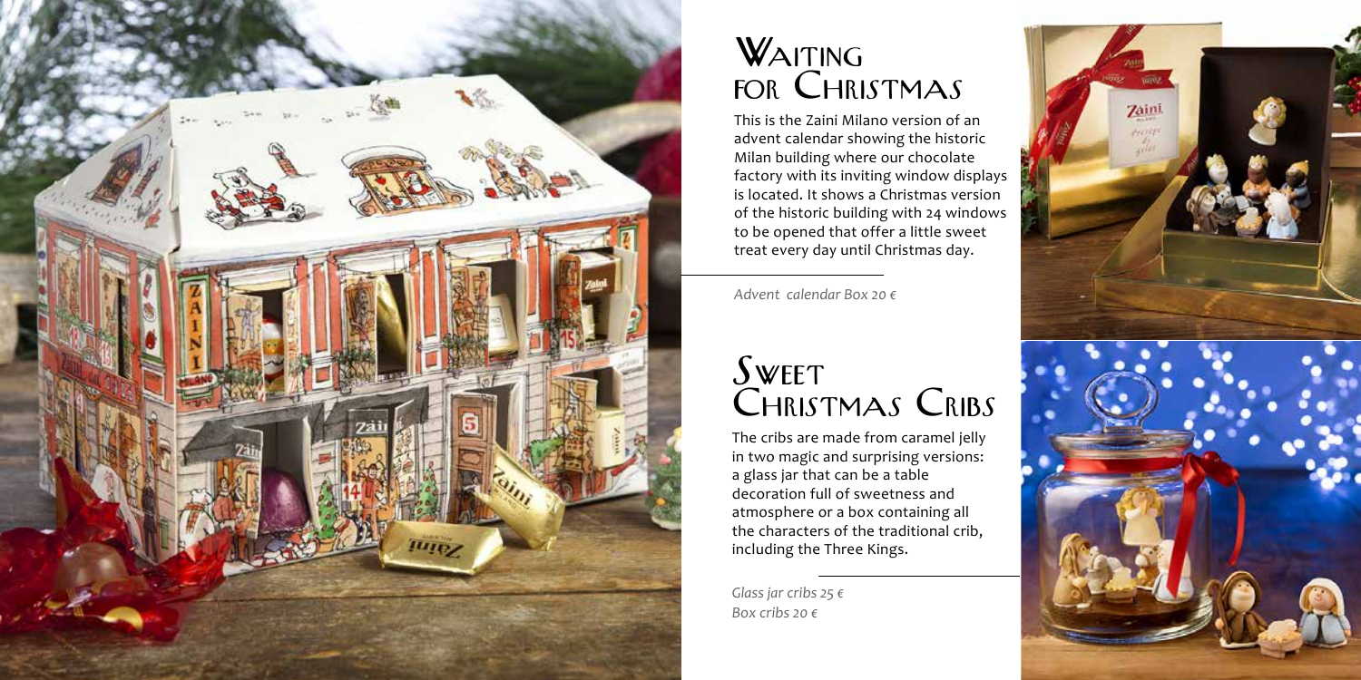## Waiting for Christmas

This is the Zaini Milano version of an advent calendar showing the historic Milan building where our chocolate factory with its inviting window displays is located. It shows a Christmas version of the historic building with 24 windows to be opened that offer a little sweet treat every day until Christmas day.

*Advent calendar Box 20 €*

## Sweet Christmas Cribs

The cribs are made from caramel jelly in two magic and surprising versions: a glass jar that can be a table decoration full of sweetness and atmosphere or a box containing all the characters of the traditional crib, including the Three Kings.

*Glass jar cribs 25 €*
*Box cribs 20 €*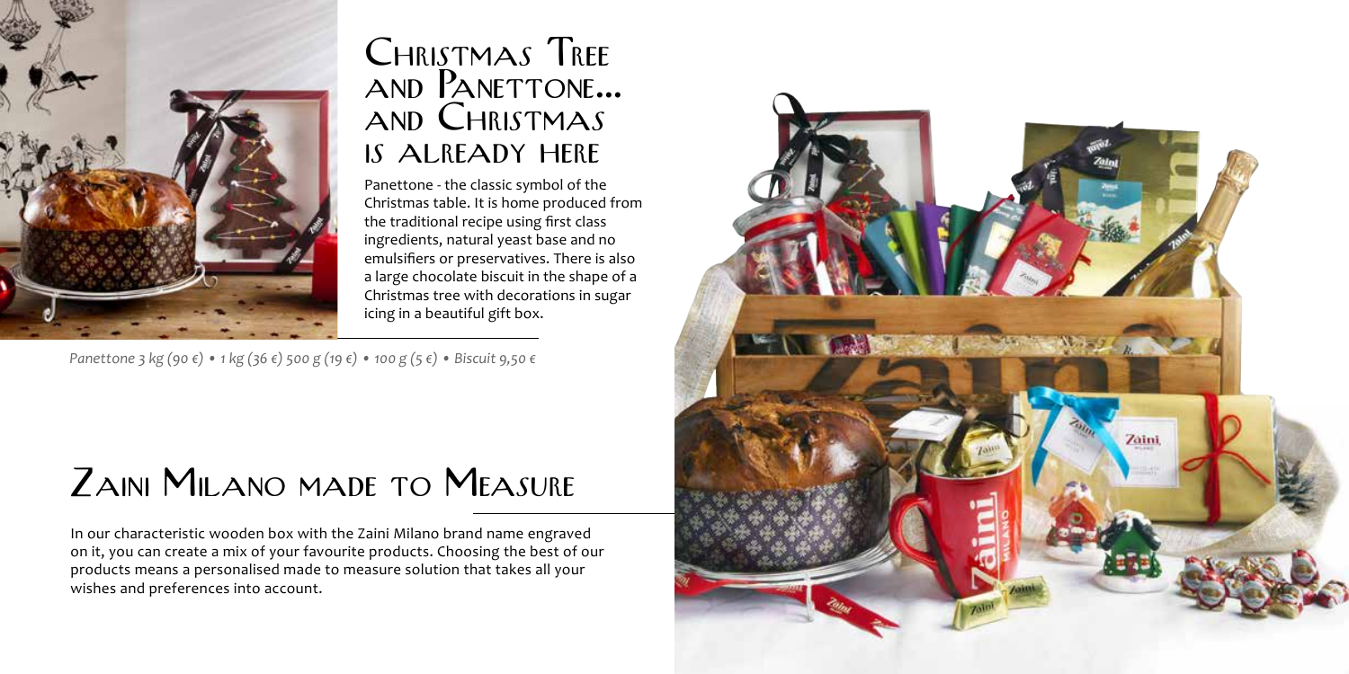## Christmas Tree and Panettone... and Christmas is already here

Panettone - the classic symbol of the Christmas table. It is home produced from the traditional recipe using first class ingredients, natural yeast base and no emulsifiers or preservatives. There is also a large chocolate biscuit in the shape of a Christmas tree with decorations in sugar icing in a beautiful gift box.

*Panettone 3 kg (90 €) • 1 kg (36 €) 500 g (19 €) • 100 g (5 €) • Biscuit 9,50 €*

## Zaini Milano made to Measure

In our characteristic wooden box with the Zaini Milano brand name engraved on it, you can create a mix of your favourite products. Choosing the best of our products means a personalised made to measure solution that takes all your wishes and preferences into account.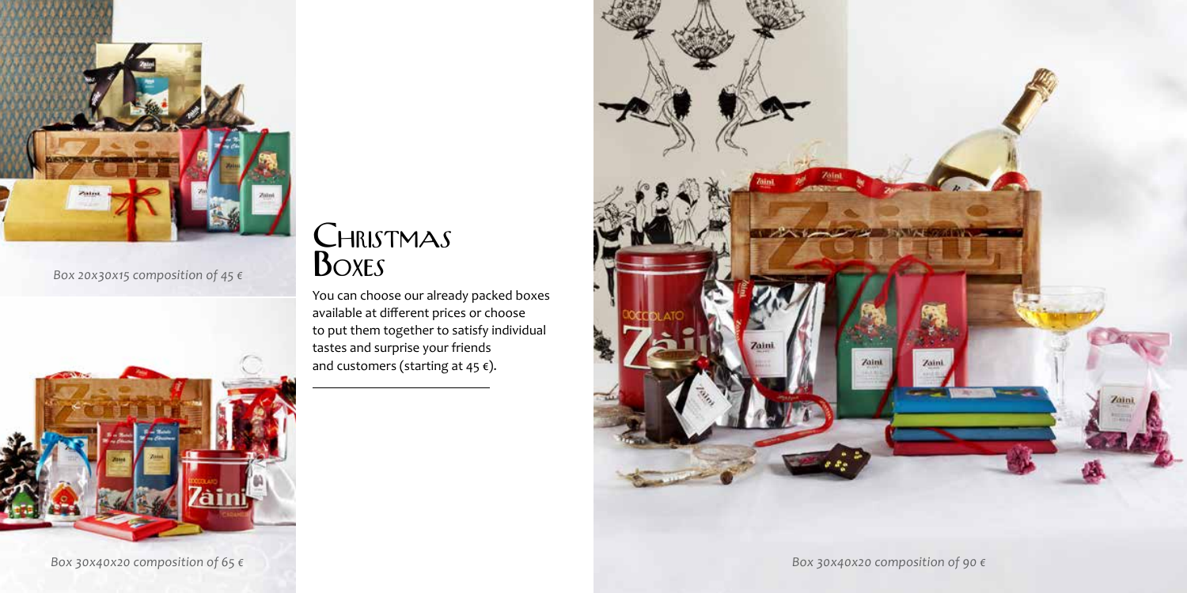*Box 20x30x15 composition of 45 €*

# Christmas Boxes

You can choose our already packed boxes available at different prices or choose to put them together to satisfy individual tastes and surprise your friends and customers (starting at 45 €).

*Box 30x40x20 composition of 65 €*

*Box 30x40x20 composition of 90 €*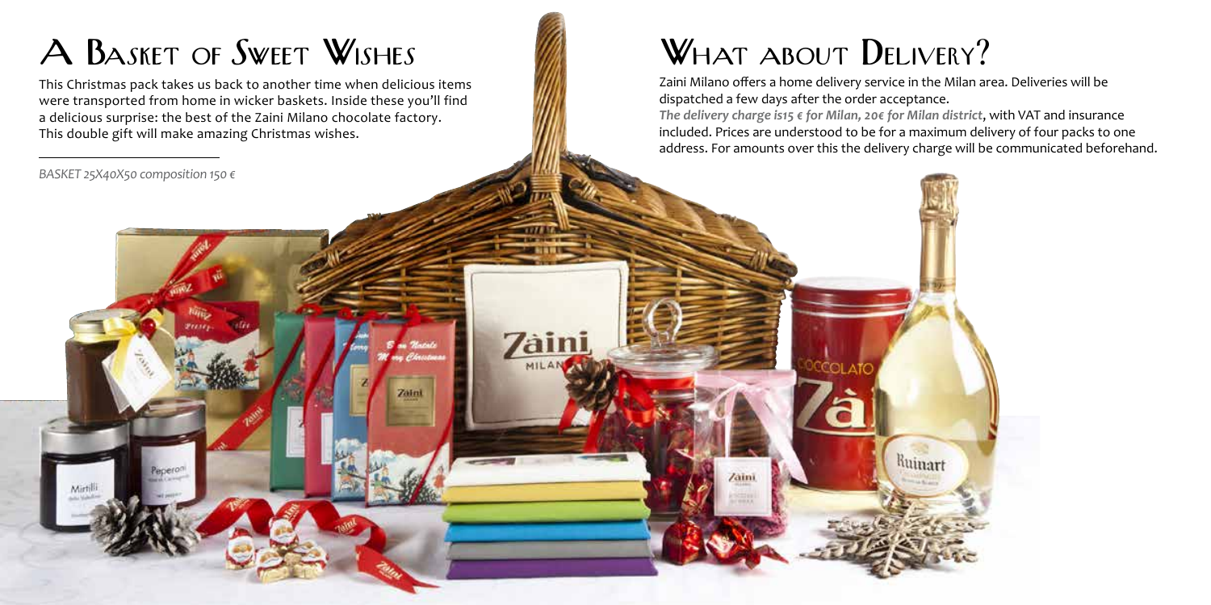# A Basket of Sweet Wishes

This Christmas pack takes us back to another time when delicious items were transported from home in wicker baskets. Inside these you'll find a delicious surprise: the best of the Zaini Milano chocolate factory. This double gift will make amazing Christmas wishes.

---

*BASKET 25X40X50 composition 150 €*

# What about Delivery?

Zaini Milano offers a home delivery service in the Milan area. Deliveries will be dispatched a few days after the order acceptance.
***The delivery charge is15 € for Milan, 20€ for Milan district***, with VAT and insurance included. Prices are understood to be for a maximum delivery of four packs to one address. For amounts over this the delivery charge will be communicated beforehand.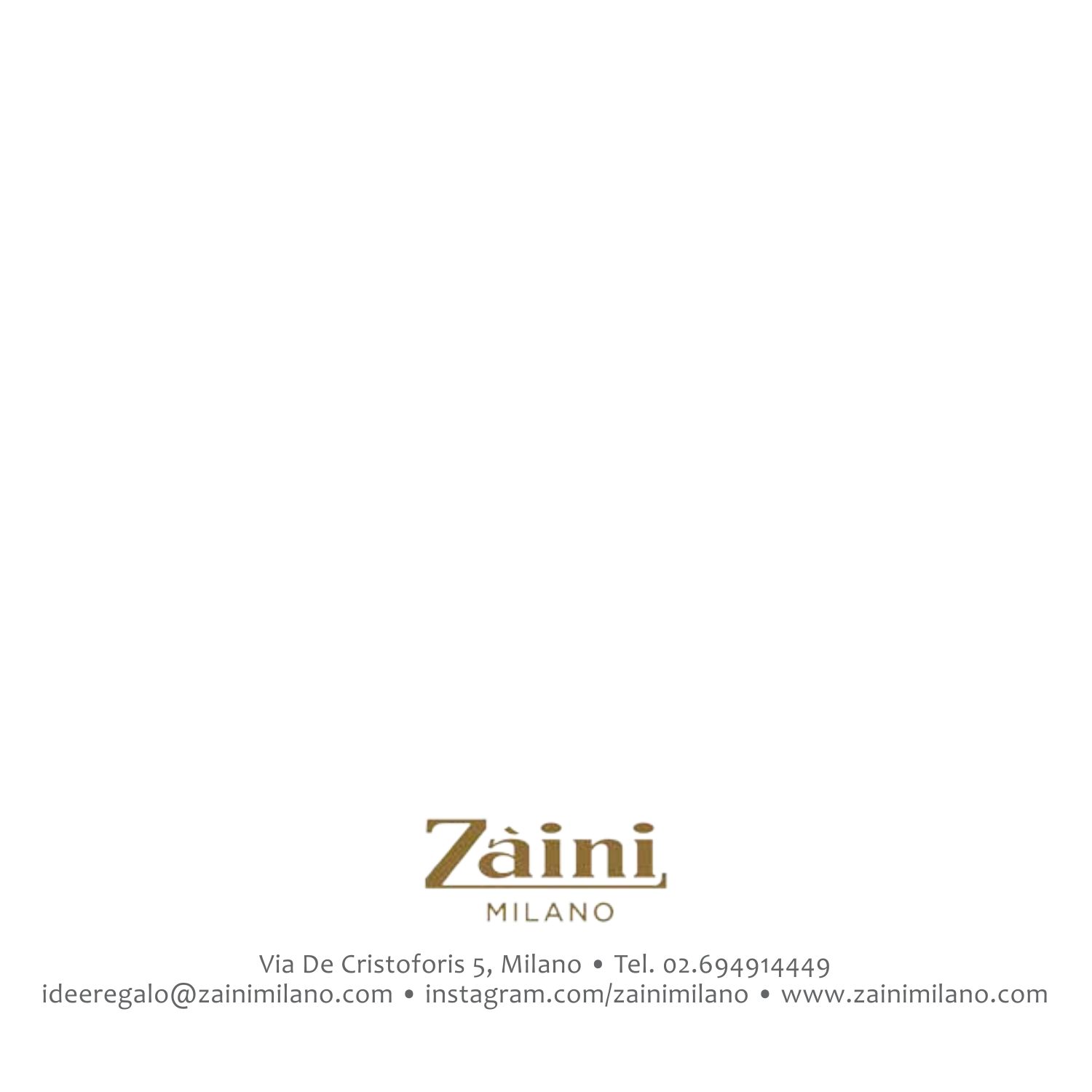Zàini

MILANO

Via De Cristoforis 5, Milano • Tel. 02.694914449
ideeregalo@zainimilano.com • instagram.com/zainimilano • www.zainimilano.com